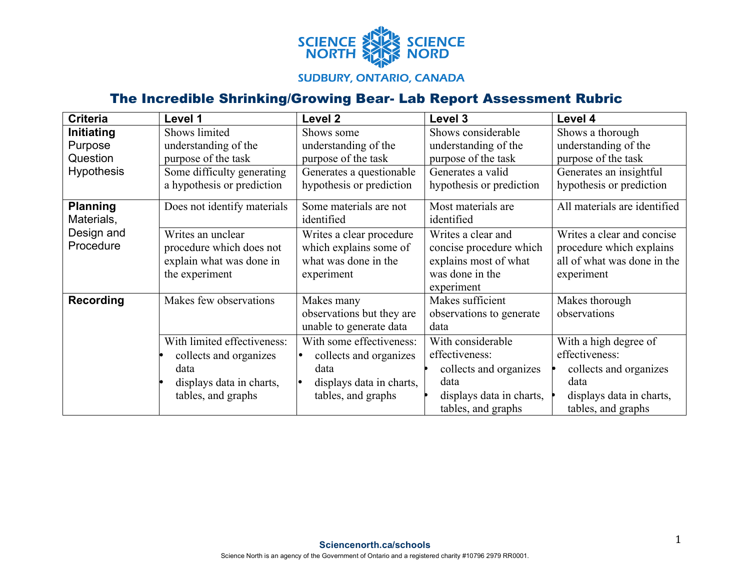SCIENCE NORTH SCIENCE NORD

SUDBURY, ONTARIO, CANADA

# The Incredible Shrinking/Growing Bear- Lab Report Assessment Rubric

| Criteria | Level 1 | Level 2 | Level 3 | Level 4 |
|---|---|---|---|---|
| **Initiating** Purpose Question Hypothesis | Shows limited understanding of the purpose of the task | Shows some understanding of the purpose of the task | Shows considerable understanding of the purpose of the task | Shows a thorough understanding of the purpose of the task |
| | Some difficulty generating a hypothesis or prediction | Generates a questionable hypothesis or prediction | Generates a valid hypothesis or prediction | Generates an insightful hypothesis or prediction |
| **Planning** Materials, Design and Procedure | Does not identify materials | Some materials are not identified | Most materials are identified | All materials are identified |
| | Writes an unclear procedure which does not explain what was done in the experiment | Writes a clear procedure which explains some of what was done in the experiment | Writes a clear and concise procedure which explains most of what was done in the experiment | Writes a clear and concise procedure which explains all of what was done in the experiment |
| **Recording** | Makes few observations | Makes many observations but they are unable to generate data | Makes sufficient observations to generate data | Makes thorough observations |
| | With limited effectiveness: • collects and organizes data • displays data in charts, tables, and graphs | With some effectiveness: • collects and organizes data • displays data in charts, tables, and graphs | With considerable effectiveness: • collects and organizes data • displays data in charts, tables, and graphs | With a high degree of effectiveness: • collects and organizes data • displays data in charts, tables, and graphs |

**Sciencenorth.ca/schools**

Science North is an agency of the Government of Ontario and a registered charity #10796 2979 RR0001.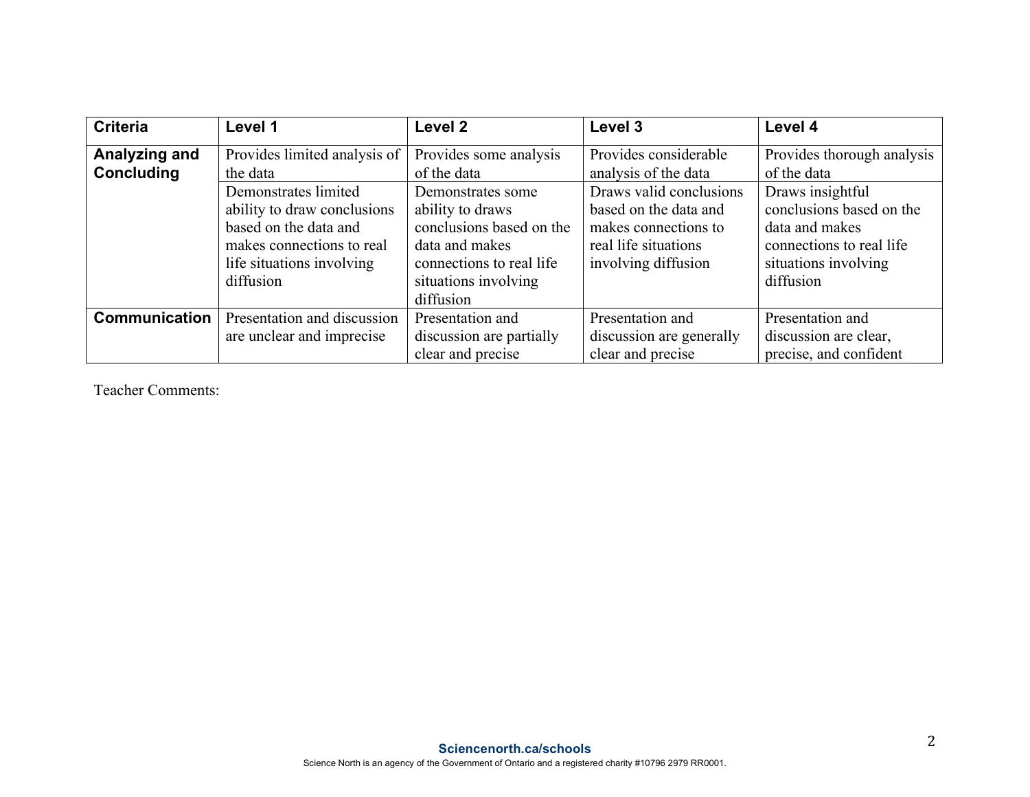| Criteria | Level 1 | Level 2 | Level 3 | Level 4 |
|---|---|---|---|---|
| **Analyzing and Concluding** | Provides limited analysis of the data | Provides some analysis of the data | Provides considerable analysis of the data | Provides thorough analysis of the data |
| | Demonstrates limited ability to draw conclusions based on the data and makes connections to real life situations involving diffusion | Demonstrates some ability to draws conclusions based on the data and makes connections to real life situations involving diffusion | Draws valid conclusions based on the data and makes connections to real life situations involving diffusion | Draws insightful conclusions based on the data and makes connections to real life situations involving diffusion |
| **Communication** | Presentation and discussion are unclear and imprecise | Presentation and discussion are partially clear and precise | Presentation and discussion are generally clear and precise | Presentation and discussion are clear, precise, and confident |

Teacher Comments:

**Sciencenorth.ca/schools**

Science North is an agency of the Government of Ontario and a registered charity #10796 2979 RR0001.